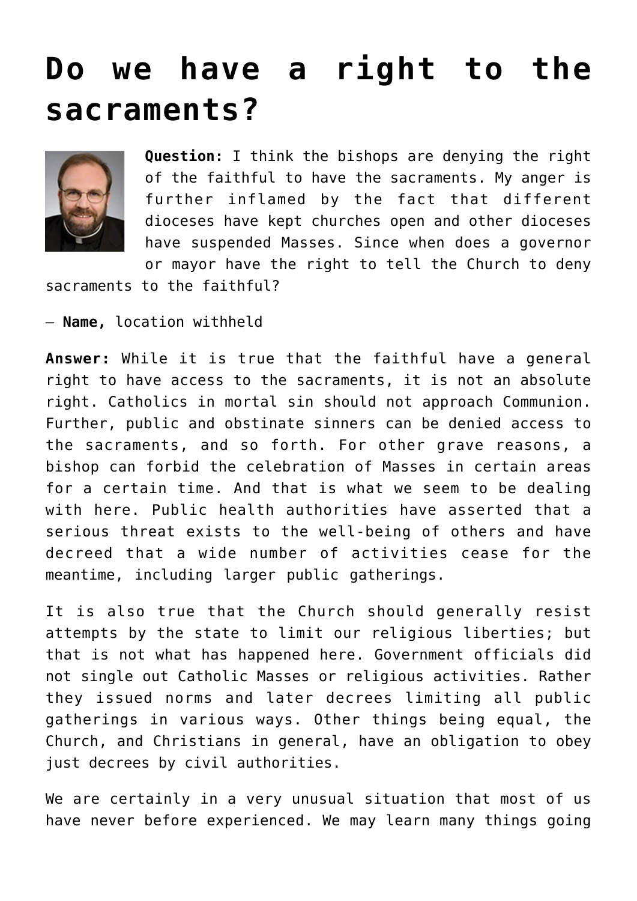# Do we have a right to the sacraments?

**Question:** I think the bishops are denying the right of the faithful to have the sacraments. My anger is further inflamed by the fact that different dioceses have kept churches open and other dioceses have suspended Masses. Since when does a governor or mayor have the right to tell the Church to deny sacraments to the faithful?

— **Name,** location withheld

**Answer:** While it is true that the faithful have a general right to have access to the sacraments, it is not an absolute right. Catholics in mortal sin should not approach Communion. Further, public and obstinate sinners can be denied access to the sacraments, and so forth. For other grave reasons, a bishop can forbid the celebration of Masses in certain areas for a certain time. And that is what we seem to be dealing with here. Public health authorities have asserted that a serious threat exists to the well-being of others and have decreed that a wide number of activities cease for the meantime, including larger public gatherings.

It is also true that the Church should generally resist attempts by the state to limit our religious liberties; but that is not what has happened here. Government officials did not single out Catholic Masses or religious activities. Rather they issued norms and later decrees limiting all public gatherings in various ways. Other things being equal, the Church, and Christians in general, have an obligation to obey just decrees by civil authorities.

We are certainly in a very unusual situation that most of us have never before experienced. We may learn many things going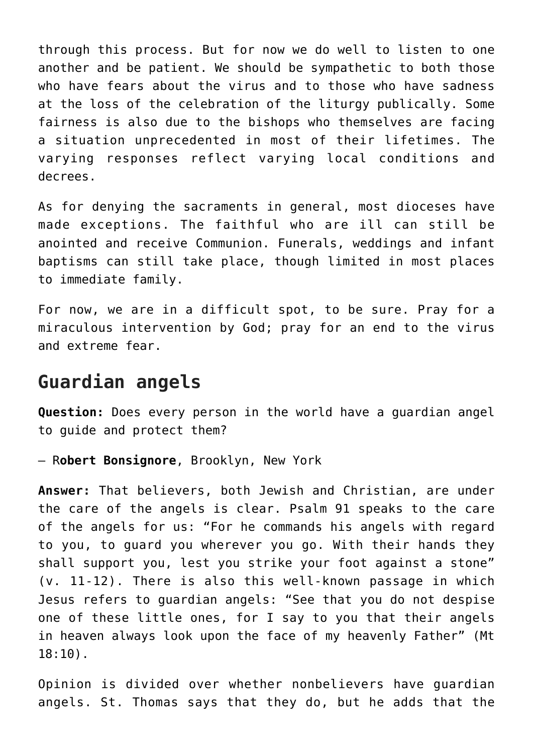through this process. But for now we do well to listen to one another and be patient. We should be sympathetic to both those who have fears about the virus and to those who have sadness at the loss of the celebration of the liturgy publically. Some fairness is also due to the bishops who themselves are facing a situation unprecedented in most of their lifetimes. The varying responses reflect varying local conditions and decrees.

As for denying the sacraments in general, most dioceses have made exceptions. The faithful who are ill can still be anointed and receive Communion. Funerals, weddings and infant baptisms can still take place, though limited in most places to immediate family.

For now, we are in a difficult spot, to be sure. Pray for a miraculous intervention by God; pray for an end to the virus and extreme fear.

## Guardian angels

**Question:** Does every person in the world have a guardian angel to guide and protect them?

— R**obert Bonsignore**, Brooklyn, New York

**Answer:** That believers, both Jewish and Christian, are under the care of the angels is clear. Psalm 91 speaks to the care of the angels for us: "For he commands his angels with regard to you, to guard you wherever you go. With their hands they shall support you, lest you strike your foot against a stone" (v. 11-12). There is also this well-known passage in which Jesus refers to guardian angels: "See that you do not despise one of these little ones, for I say to you that their angels in heaven always look upon the face of my heavenly Father" (Mt 18:10).

Opinion is divided over whether nonbelievers have guardian angels. St. Thomas says that they do, but he adds that the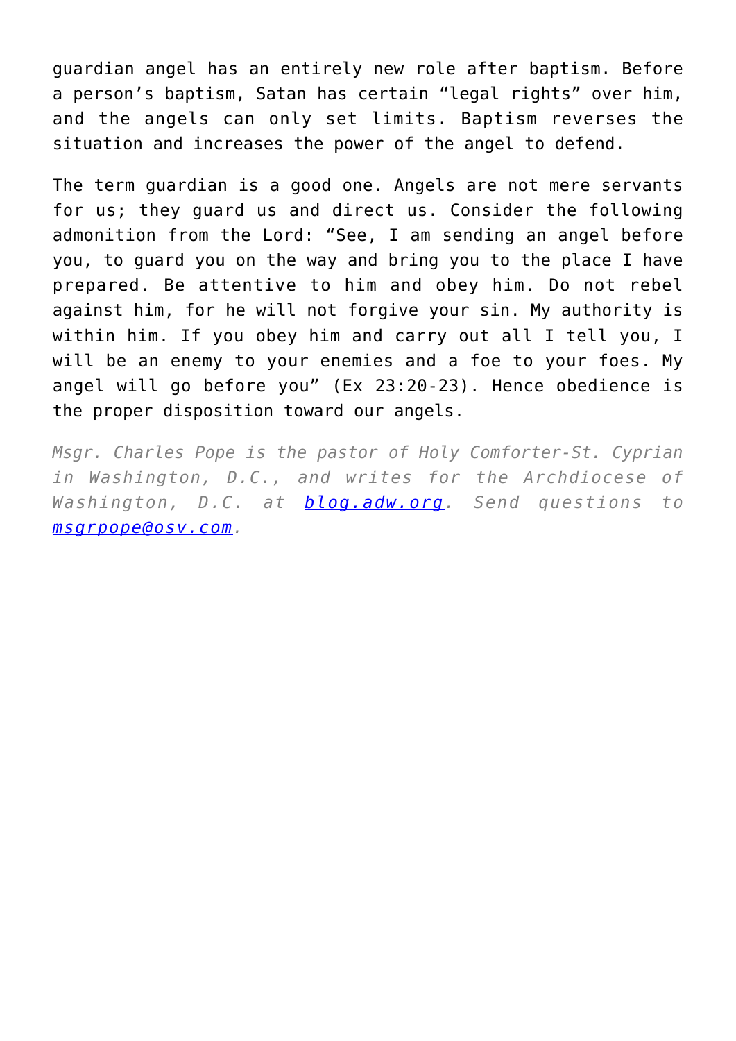guardian angel has an entirely new role after baptism. Before a person's baptism, Satan has certain "legal rights" over him, and the angels can only set limits. Baptism reverses the situation and increases the power of the angel to defend.

The term guardian is a good one. Angels are not mere servants for us; they guard us and direct us. Consider the following admonition from the Lord: "See, I am sending an angel before you, to guard you on the way and bring you to the place I have prepared. Be attentive to him and obey him. Do not rebel against him, for he will not forgive your sin. My authority is within him. If you obey him and carry out all I tell you, I will be an enemy to your enemies and a foe to your foes. My angel will go before you" (Ex 23:20-23). Hence obedience is the proper disposition toward our angels.

*Msgr. Charles Pope is the pastor of Holy Comforter-St. Cyprian in Washington, D.C., and writes for the Archdiocese of Washington, D.C. at [blog.adw.org](blog.adw.org). Send questions to [msgrpope@osv.com](mailto:msgrpope@osv.com).*